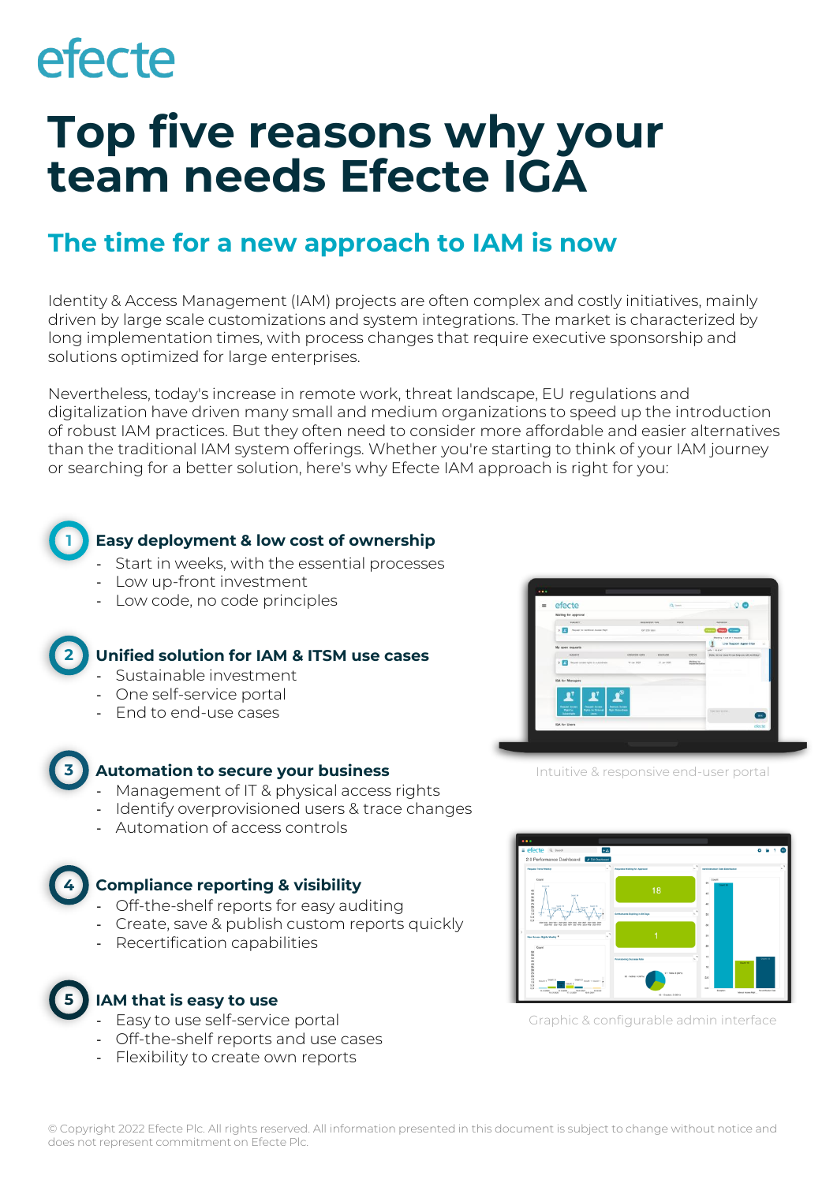efecte

# Top five reasons why your team needs Efecte IGA

## The time for a new approach to IAM is now

Identity & Access Management (IAM) projects are often complex and costly initiatives, mainly driven by large scale customizations and system integrations. The market is characterized by long implementation times, with process changes that require executive sponsorship and solutions optimized for large enterprises.

Nevertheless, today's increase in remote work, threat landscape, EU regulations and digitalization have driven many small and medium organizations to speed up the introduction of robust IAM practices. But they often need to consider more affordable and easier alternatives than the traditional IAM system offerings. Whether you're starting to think of your IAM journey or searching for a better solution, here's why Efecte IAM approach is right for you:

### 1 Easy deployment & low cost of ownership

- Start in weeks, with the essential processes
- Low up-front investment
- Low code, no code principles

### 2 Unified solution for IAM & ITSM use cases

- Sustainable investment
- One self-service portal
- End to end-use cases

### 3 Automation to secure your business

- Management of IT & physical access rights
- Identify overprovisioned users & trace changes
- Automation of access controls

### 4 Compliance reporting & visibility

- Off-the-shelf reports for easy auditing
- Create, save & publish custom reports quickly
- Recertification capabilities

### 5 IAM that is easy to use

- Easy to use self-service portal
- Off-the-shelf reports and use cases
- Flexibility to create own reports

Intuitive & responsive end-user portal

Graphic & configurable admin interface

© Copyright 2022 Efecte Plc. All rights reserved. All information presented in this document is subject to change without notice and does not represent commitment on Efecte Plc.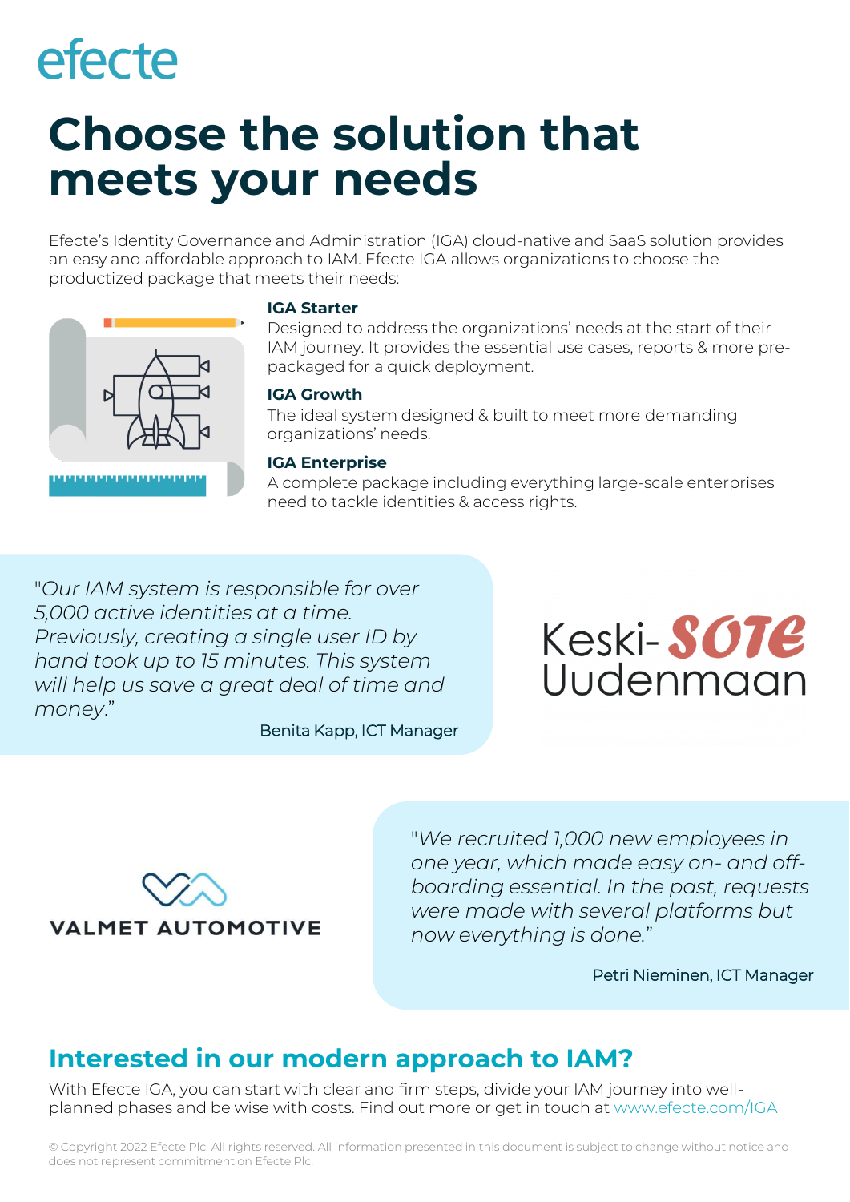efecte

# Choose the solution that meets your needs

Efecte's Identity Governance and Administration (IGA) cloud-native and SaaS solution provides an easy and affordable approach to IAM. Efecte IGA allows organizations to choose the productized package that meets their needs:

**IGA Starter**
Designed to address the organizations' needs at the start of their IAM journey. It provides the essential use cases, reports & more pre-packaged for a quick deployment.

**IGA Growth**
The ideal system designed & built to meet more demanding organizations' needs.

**IGA Enterprise**
A complete package including everything large-scale enterprises need to tackle identities & access rights.

*"Our IAM system is responsible for over 5,000 active identities at a time. Previously, creating a single user ID by hand took up to 15 minutes. This system will help us save a great deal of time and money."*

Benita Kapp, ICT Manager

Keski-SOTE Uudenmaan

VALMET AUTOMOTIVE

*"We recruited 1,000 new employees in one year, which made easy on- and off-boarding essential. In the past, requests were made with several platforms but now everything is done."*

Petri Nieminen, ICT Manager

## Interested in our modern approach to IAM?

With Efecte IGA, you can start with clear and firm steps, divide your IAM journey into well-planned phases and be wise with costs. Find out more or get in touch at [www.efecte.com/IGA](http://www.efecte.com/IGA)

© Copyright 2022 Efecte Plc. All rights reserved. All information presented in this document is subject to change without notice and does not represent commitment on Efecte Plc.